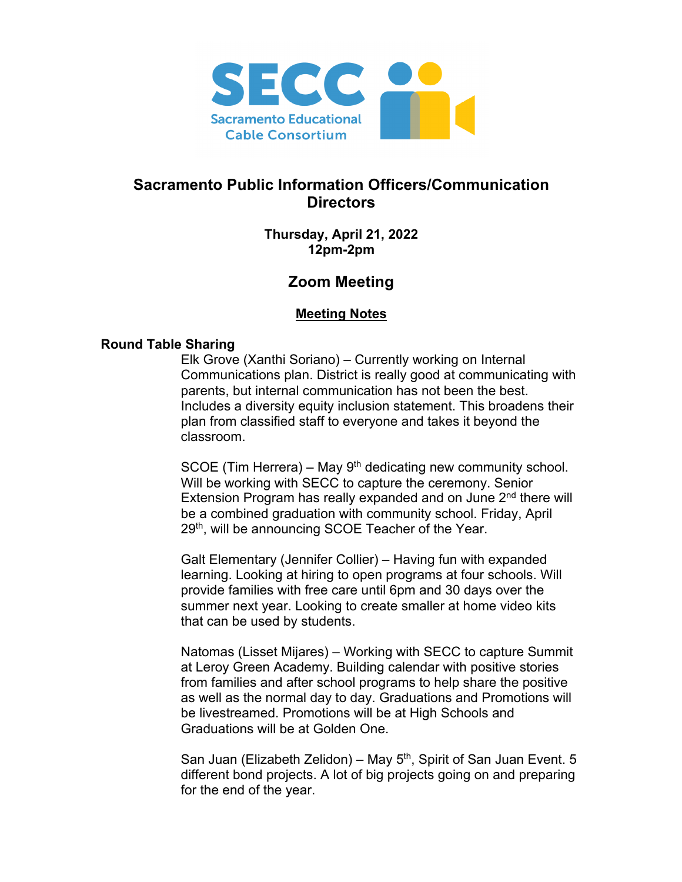SECC
Sacramento Educational Cable Consortium

# Sacramento Public Information Officers/Communication Directors

**Thursday, April 21, 2022**
**12pm-2pm**

## Zoom Meeting

**Meeting Notes**

### Round Table Sharing

Elk Grove (Xanthi Soriano) – Currently working on Internal Communications plan. District is really good at communicating with parents, but internal communication has not been the best. Includes a diversity equity inclusion statement. This broadens their plan from classified staff to everyone and takes it beyond the classroom.

SCOE (Tim Herrera) – May 9th dedicating new community school. Will be working with SECC to capture the ceremony. Senior Extension Program has really expanded and on June 2nd there will be a combined graduation with community school. Friday, April 29th, will be announcing SCOE Teacher of the Year.

Galt Elementary (Jennifer Collier) – Having fun with expanded learning. Looking at hiring to open programs at four schools. Will provide families with free care until 6pm and 30 days over the summer next year. Looking to create smaller at home video kits that can be used by students.

Natomas (Lisset Mijares) – Working with SECC to capture Summit at Leroy Green Academy. Building calendar with positive stories from families and after school programs to help share the positive as well as the normal day to day. Graduations and Promotions will be livestreamed. Promotions will be at High Schools and Graduations will be at Golden One.

San Juan (Elizabeth Zelidon) – May 5th, Spirit of San Juan Event. 5 different bond projects. A lot of big projects going on and preparing for the end of the year.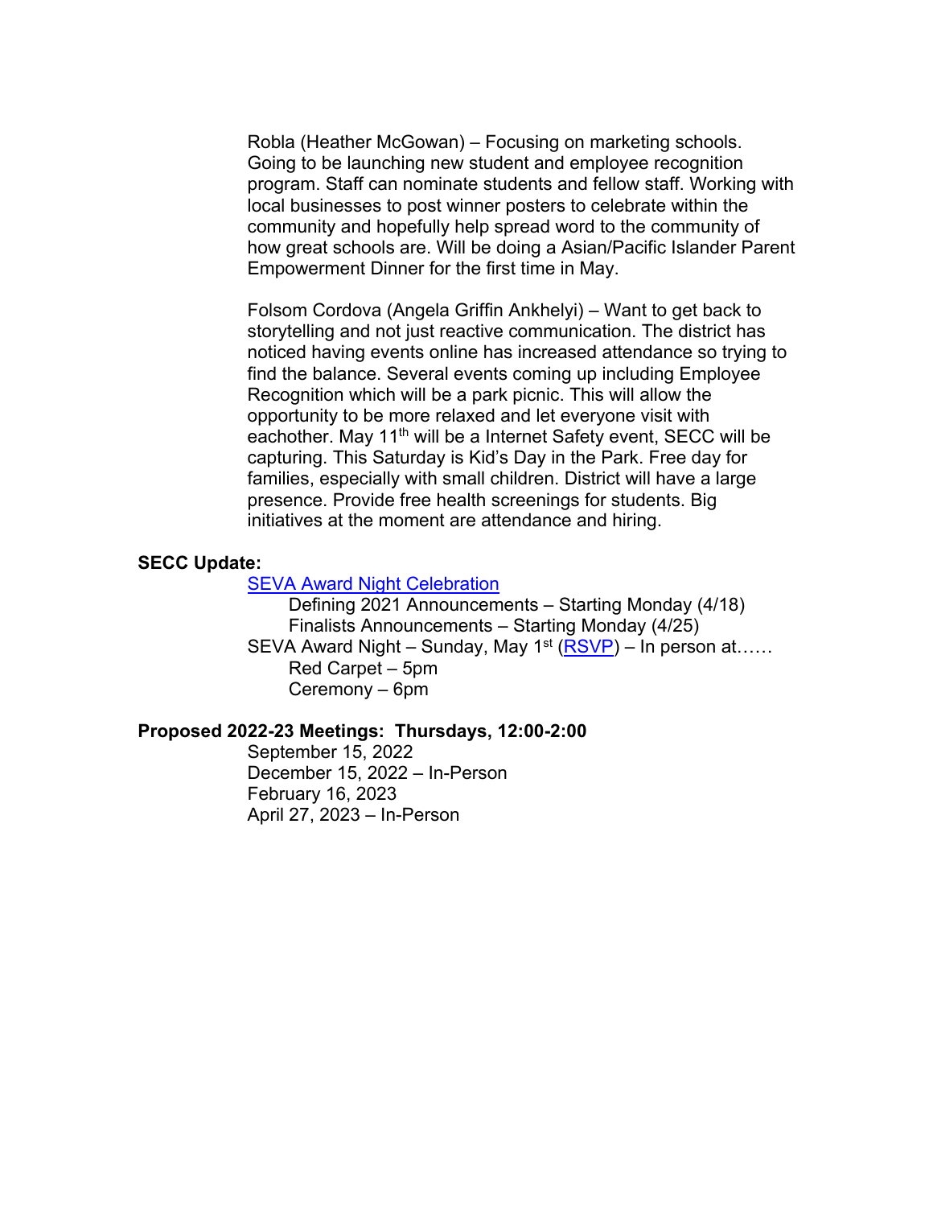Robla (Heather McGowan) – Focusing on marketing schools. Going to be launching new student and employee recognition program. Staff can nominate students and fellow staff. Working with local businesses to post winner posters to celebrate within the community and hopefully help spread word to the community of how great schools are. Will be doing a Asian/Pacific Islander Parent Empowerment Dinner for the first time in May.

Folsom Cordova (Angela Griffin Ankhelyi) – Want to get back to storytelling and not just reactive communication. The district has noticed having events online has increased attendance so trying to find the balance. Several events coming up including Employee Recognition which will be a park picnic. This will allow the opportunity to be more relaxed and let everyone visit with eachother. May 11th will be a Internet Safety event, SECC will be capturing. This Saturday is Kid's Day in the Park. Free day for families, especially with small children. District will have a large presence. Provide free health screenings for students. Big initiatives at the moment are attendance and hiring.

**SECC Update:**

SEVA Award Night Celebration

- Defining 2021 Announcements – Starting Monday (4/18)
- Finalists Announcements – Starting Monday (4/25)

SEVA Award Night – Sunday, May 1st (RSVP) – In person at……

- Red Carpet – 5pm
- Ceremony – 6pm

**Proposed 2022-23 Meetings: Thursdays, 12:00-2:00**

September 15, 2022
December 15, 2022 – In-Person
February 16, 2023
April 27, 2023 – In-Person